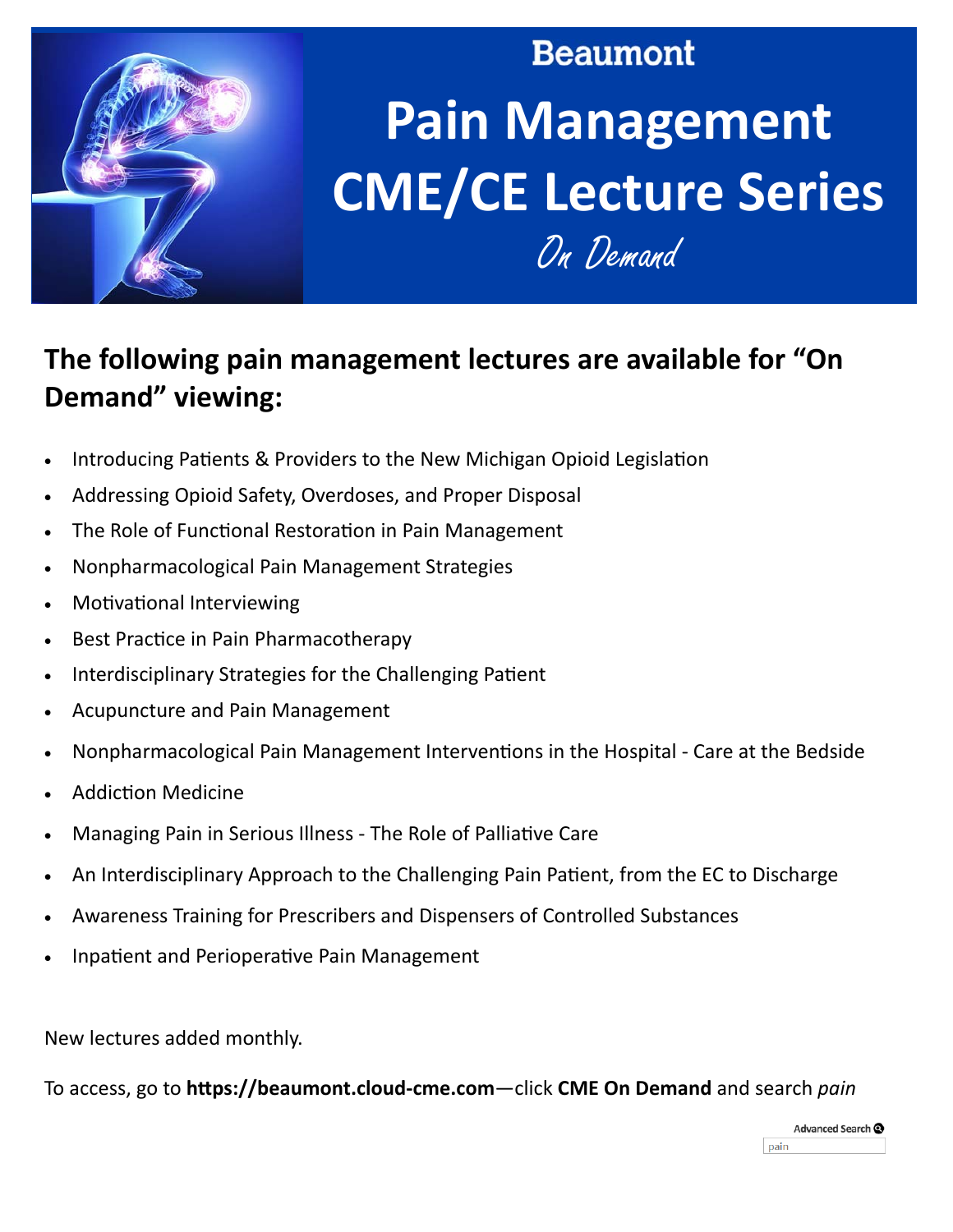Beaumont

# Pain Management CME/CE Lecture Series

*On Demand*

## The following pain management lectures are available for "On Demand" viewing:

- Introducing Patients & Providers to the New Michigan Opioid Legislation
- Addressing Opioid Safety, Overdoses, and Proper Disposal
- The Role of Functional Restoration in Pain Management
- Nonpharmacological Pain Management Strategies
- Motivational Interviewing
- Best Practice in Pain Pharmacotherapy
- Interdisciplinary Strategies for the Challenging Patient
- Acupuncture and Pain Management
- Nonpharmacological Pain Management Interventions in the Hospital - Care at the Bedside
- Addiction Medicine
- Managing Pain in Serious Illness - The Role of Palliative Care
- An Interdisciplinary Approach to the Challenging Pain Patient, from the EC to Discharge
- Awareness Training for Prescribers and Dispensers of Controlled Substances
- Inpatient and Perioperative Pain Management

New lectures added monthly.

To access, go to **https://beaumont.cloud-cme.com**—click **CME On Demand** and search *pain*

Advanced Search

pain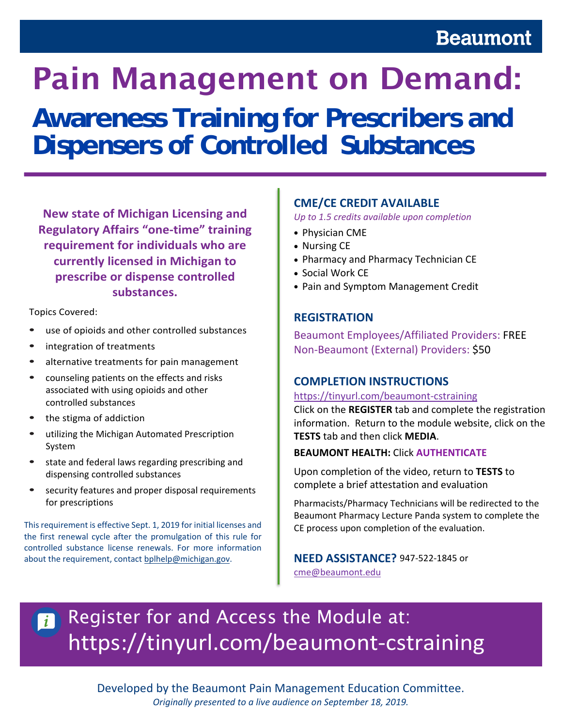Beaumont

# Pain Management on Demand:

## Awareness Training for Prescribers and Dispensers of Controlled Substances

**New state of Michigan Licensing and Regulatory Affairs "one-time" training requirement for individuals who are currently licensed in Michigan to prescribe or dispense controlled substances.**

Topics Covered:

- use of opioids and other controlled substances
- integration of treatments
- alternative treatments for pain management
- counseling patients on the effects and risks associated with using opioids and other controlled substances
- the stigma of addiction
- utilizing the Michigan Automated Prescription System
- state and federal laws regarding prescribing and dispensing controlled substances
- security features and proper disposal requirements for prescriptions

This requirement is effective Sept. 1, 2019 for initial licenses and the first renewal cycle after the promulgation of this rule for controlled substance license renewals. For more information about the requirement, contact bplhelp@michigan.gov.

### CME/CE CREDIT AVAILABLE

*Up to 1.5 credits available upon completion*

- Physician CME
- Nursing CE
- Pharmacy and Pharmacy Technician CE
- Social Work CE
- Pain and Symptom Management Credit

### REGISTRATION

Beaumont Employees/Affiliated Providers: FREE
Non-Beaumont (External) Providers: $50

### COMPLETION INSTRUCTIONS

https://tinyurl.com/beaumont-cstraining

Click on the **REGISTER** tab and complete the registration information. Return to the module website, click on the **TESTS** tab and then click **MEDIA**.

**BEAUMONT HEALTH:** Click **AUTHENTICATE**

Upon completion of the video, return to **TESTS** to complete a brief attestation and evaluation

Pharmacists/Pharmacy Technicians will be redirected to the Beaumont Pharmacy Lecture Panda system to complete the CE process upon completion of the evaluation.

**NEED ASSISTANCE?** 947-522-1845 or cme@beaumont.edu

Register for and Access the Module at:
https://tinyurl.com/beaumont-cstraining

Developed by the Beaumont Pain Management Education Committee.
*Originally presented to a live audience on September 18, 2019.*